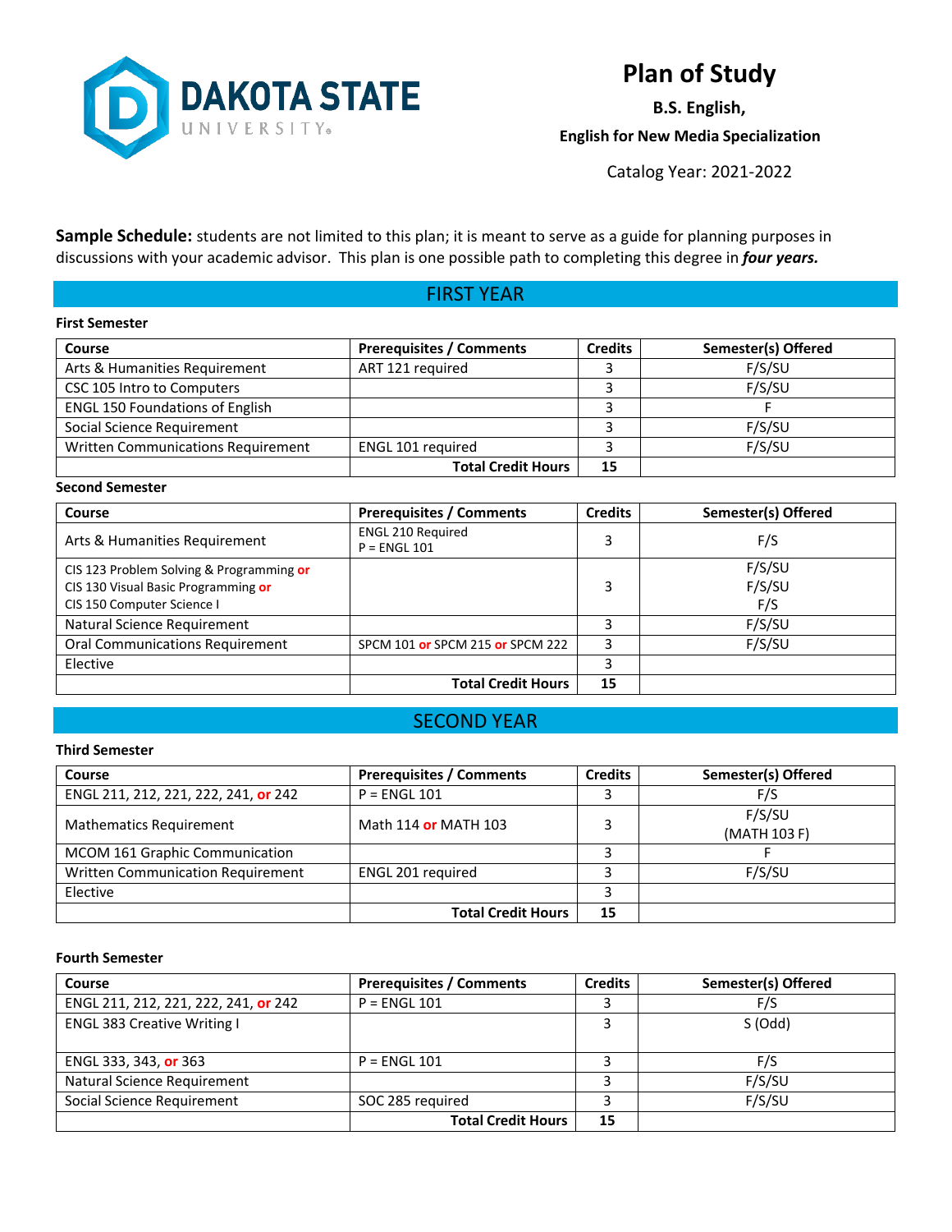# Plan of Study

**B.S. English,**

**English for New Media Specialization**

Catalog Year: 2021-2022

**Sample Schedule:** students are not limited to this plan; it is meant to serve as a guide for planning purposes in discussions with your academic advisor. This plan is one possible path to completing this degree in ***four years.***

## FIRST YEAR

**First Semester**

| Course | Prerequisites / Comments | Credits | Semester(s) Offered |
|---|---|---|---|
| Arts & Humanities Requirement | ART 121 required | 3 | F/S/SU |
| CSC 105 Intro to Computers | | 3 | F/S/SU |
| ENGL 150 Foundations of English | | 3 | F |
| Social Science Requirement | | 3 | F/S/SU |
| Written Communications Requirement | ENGL 101 required | 3 | F/S/SU |
| | **Total Credit Hours** | **15** | |

**Second Semester**

| Course | Prerequisites / Comments | Credits | Semester(s) Offered |
|---|---|---|---|
| Arts & Humanities Requirement | ENGL 210 Required<br>P = ENGL 101 | 3 | F/S |
| CIS 123 Problem Solving & Programming **or**<br>CIS 130 Visual Basic Programming **or**<br>CIS 150 Computer Science I | | 3 | F/S/SU<br>F/S/SU<br>F/S |
| Natural Science Requirement | | 3 | F/S/SU |
| Oral Communications Requirement | SPCM 101 **or** SPCM 215 **or** SPCM 222 | 3 | F/S/SU |
| Elective | | 3 | |
| | **Total Credit Hours** | **15** | |

## SECOND YEAR

**Third Semester**

| Course | Prerequisites / Comments | Credits | Semester(s) Offered |
|---|---|---|---|
| ENGL 211, 212, 221, 222, 241, **or** 242 | P = ENGL 101 | 3 | F/S |
| Mathematics Requirement | Math 114 **or** MATH 103 | 3 | F/S/SU<br>(MATH 103 F) |
| MCOM 161 Graphic Communication | | 3 | F |
| Written Communication Requirement | ENGL 201 required | 3 | F/S/SU |
| Elective | | 3 | |
| | **Total Credit Hours** | **15** | |

**Fourth Semester**

| Course | Prerequisites / Comments | Credits | Semester(s) Offered |
|---|---|---|---|
| ENGL 211, 212, 221, 222, 241, **or** 242 | P = ENGL 101 | 3 | F/S |
| ENGL 383 Creative Writing I | | 3 | S (Odd) |
| ENGL 333, 343, **or** 363 | P = ENGL 101 | 3 | F/S |
| Natural Science Requirement | | 3 | F/S/SU |
| Social Science Requirement | SOC 285 required | 3 | F/S/SU |
| | **Total Credit Hours** | **15** | |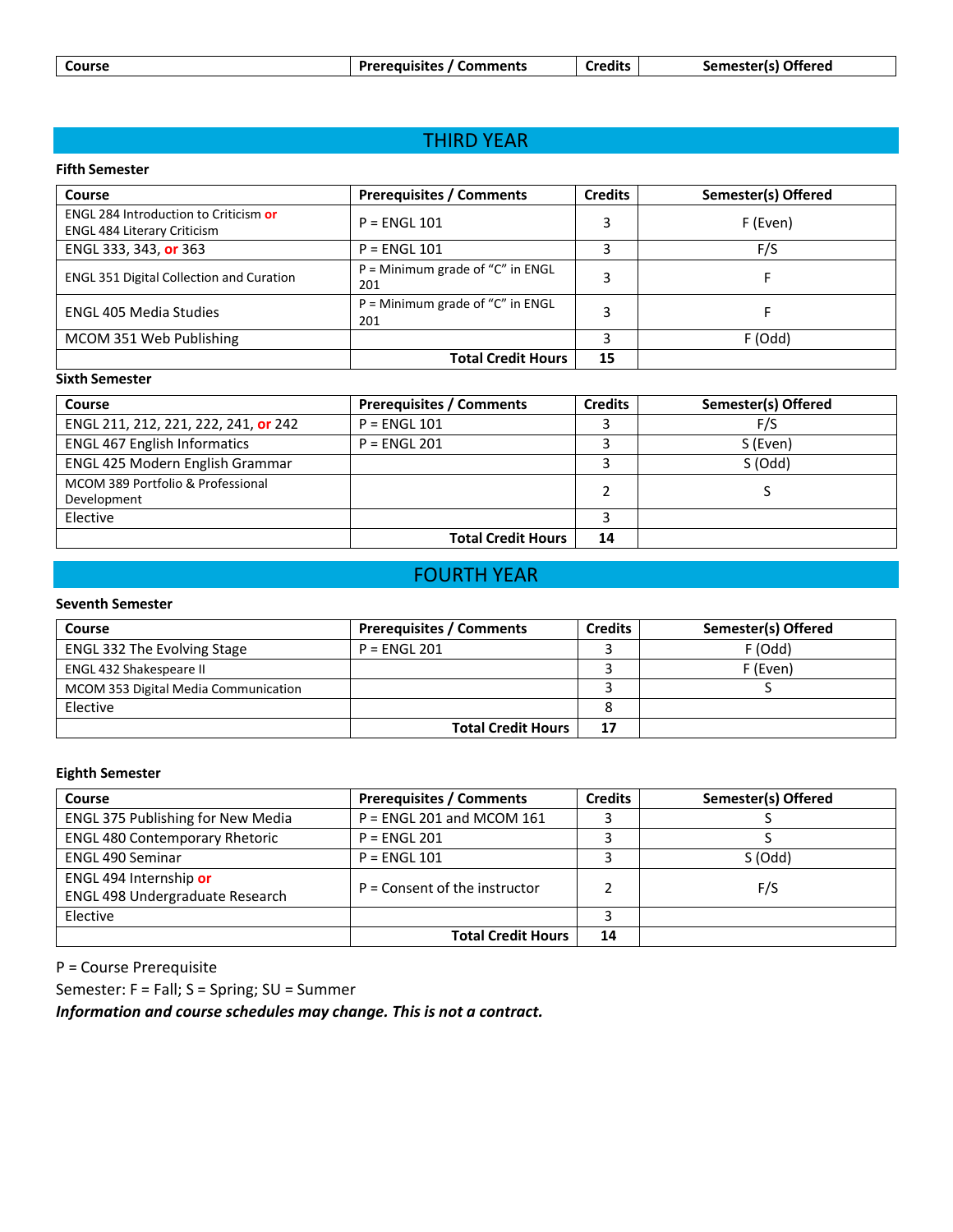| Course | Prerequisites / Comments | Credits | Semester(s) Offered |
| --- | --- | --- | --- |

## THIRD YEAR

**Fifth Semester**

| Course | Prerequisites / Comments | Credits | Semester(s) Offered |
| --- | --- | --- | --- |
| ENGL 284 Introduction to Criticism **or** ENGL 484 Literary Criticism | P = ENGL 101 | 3 | F (Even) |
| ENGL 333, 343, **or** 363 | P = ENGL 101 | 3 | F/S |
| ENGL 351 Digital Collection and Curation | P = Minimum grade of "C" in ENGL 201 | 3 | F |
| ENGL 405 Media Studies | P = Minimum grade of "C" in ENGL 201 | 3 | F |
| MCOM 351 Web Publishing | | 3 | F (Odd) |
| | **Total Credit Hours** | **15** | |

**Sixth Semester**

| Course | Prerequisites / Comments | Credits | Semester(s) Offered |
| --- | --- | --- | --- |
| ENGL 211, 212, 221, 222, 241, **or** 242 | P = ENGL 101 | 3 | F/S |
| ENGL 467 English Informatics | P = ENGL 201 | 3 | S (Even) |
| ENGL 425 Modern English Grammar | | 3 | S (Odd) |
| MCOM 389 Portfolio & Professional Development | | 2 | S |
| Elective | | 3 | |
| | **Total Credit Hours** | **14** | |

## FOURTH YEAR

**Seventh Semester**

| Course | Prerequisites / Comments | Credits | Semester(s) Offered |
| --- | --- | --- | --- |
| ENGL 332 The Evolving Stage | P = ENGL 201 | 3 | F (Odd) |
| ENGL 432 Shakespeare II | | 3 | F (Even) |
| MCOM 353 Digital Media Communication | | 3 | S |
| Elective | | 8 | |
| | **Total Credit Hours** | **17** | |

**Eighth Semester**

| Course | Prerequisites / Comments | Credits | Semester(s) Offered |
| --- | --- | --- | --- |
| ENGL 375 Publishing for New Media | P = ENGL 201 and MCOM 161 | 3 | S |
| ENGL 480 Contemporary Rhetoric | P = ENGL 201 | 3 | S |
| ENGL 490 Seminar | P = ENGL 101 | 3 | S (Odd) |
| ENGL 494 Internship **or** ENGL 498 Undergraduate Research | P = Consent of the instructor | 2 | F/S |
| Elective | | 3 | |
| | **Total Credit Hours** | **14** | |

P = Course Prerequisite

Semester: F = Fall; S = Spring; SU = Summer

***Information and course schedules may change. This is not a contract.***